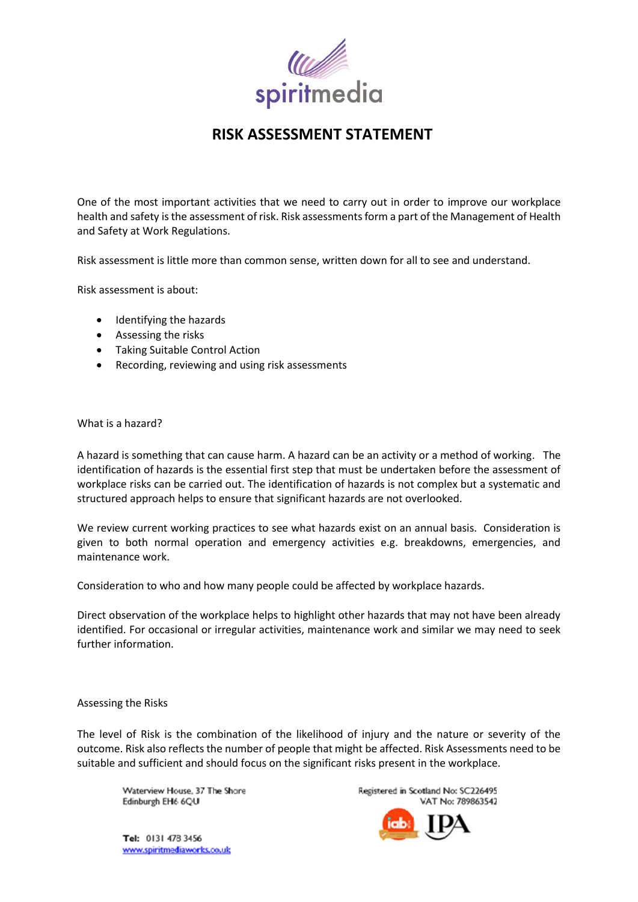spiritmedia

# RISK ASSESSMENT STATEMENT

One of the most important activities that we need to carry out in order to improve our workplace health and safety is the assessment of risk. Risk assessments form a part of the Management of Health and Safety at Work Regulations.

Risk assessment is little more than common sense, written down for all to see and understand.

Risk assessment is about:

- Identifying the hazards
- Assessing the risks
- Taking Suitable Control Action
- Recording, reviewing and using risk assessments

What is a hazard?

A hazard is something that can cause harm. A hazard can be an activity or a method of working. The identification of hazards is the essential first step that must be undertaken before the assessment of workplace risks can be carried out. The identification of hazards is not complex but a systematic and structured approach helps to ensure that significant hazards are not overlooked.

We review current working practices to see what hazards exist on an annual basis. Consideration is given to both normal operation and emergency activities e.g. breakdowns, emergencies, and maintenance work.

Consideration to who and how many people could be affected by workplace hazards.

Direct observation of the workplace helps to highlight other hazards that may not have been already identified. For occasional or irregular activities, maintenance work and similar we may need to seek further information.

Assessing the Risks

The level of Risk is the combination of the likelihood of injury and the nature or severity of the outcome. Risk also reflects the number of people that might be affected. Risk Assessments need to be suitable and sufficient and should focus on the significant risks present in the workplace.

Waterview House, 37 The Shore
Edinburgh EH6 6QU

Tel: 0131 473 3456
www.spiritmediaworks.co.uk

Registered in Scotland No: SC226495
VAT No: 789863542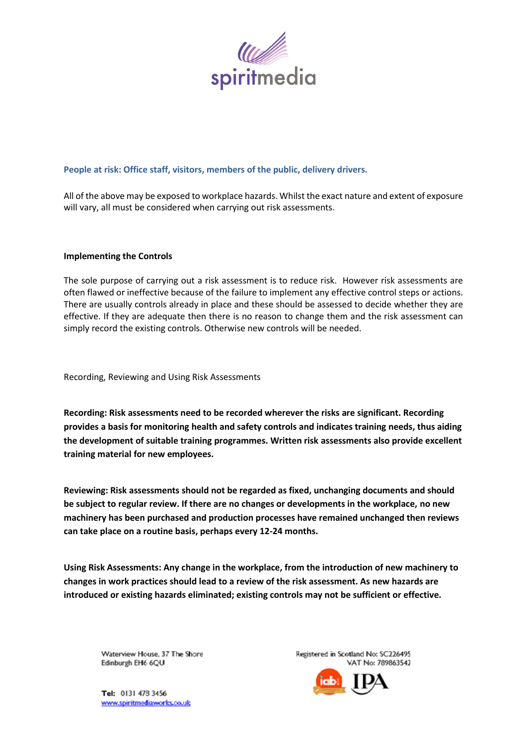**People at risk: Office staff, visitors, members of the public, delivery drivers.**

All of the above may be exposed to workplace hazards. Whilst the exact nature and extent of exposure will vary, all must be considered when carrying out risk assessments.

**Implementing the Controls**

The sole purpose of carrying out a risk assessment is to reduce risk. However risk assessments are often flawed or ineffective because of the failure to implement any effective control steps or actions. There are usually controls already in place and these should be assessed to decide whether they are effective. If they are adequate then there is no reason to change them and the risk assessment can simply record the existing controls. Otherwise new controls will be needed.

Recording, Reviewing and Using Risk Assessments

**Recording: Risk assessments need to be recorded wherever the risks are significant. Recording provides a basis for monitoring health and safety controls and indicates training needs, thus aiding the development of suitable training programmes. Written risk assessments also provide excellent training material for new employees.**

**Reviewing: Risk assessments should not be regarded as fixed, unchanging documents and should be subject to regular review. If there are no changes or developments in the workplace, no new machinery has been purchased and production processes have remained unchanged then reviews can take place on a routine basis, perhaps every 12-24 months.**

**Using Risk Assessments: Any change in the workplace, from the introduction of new machinery to changes in work practices should lead to a review of the risk assessment. As new hazards are introduced or existing hazards eliminated; existing controls may not be sufficient or effective.**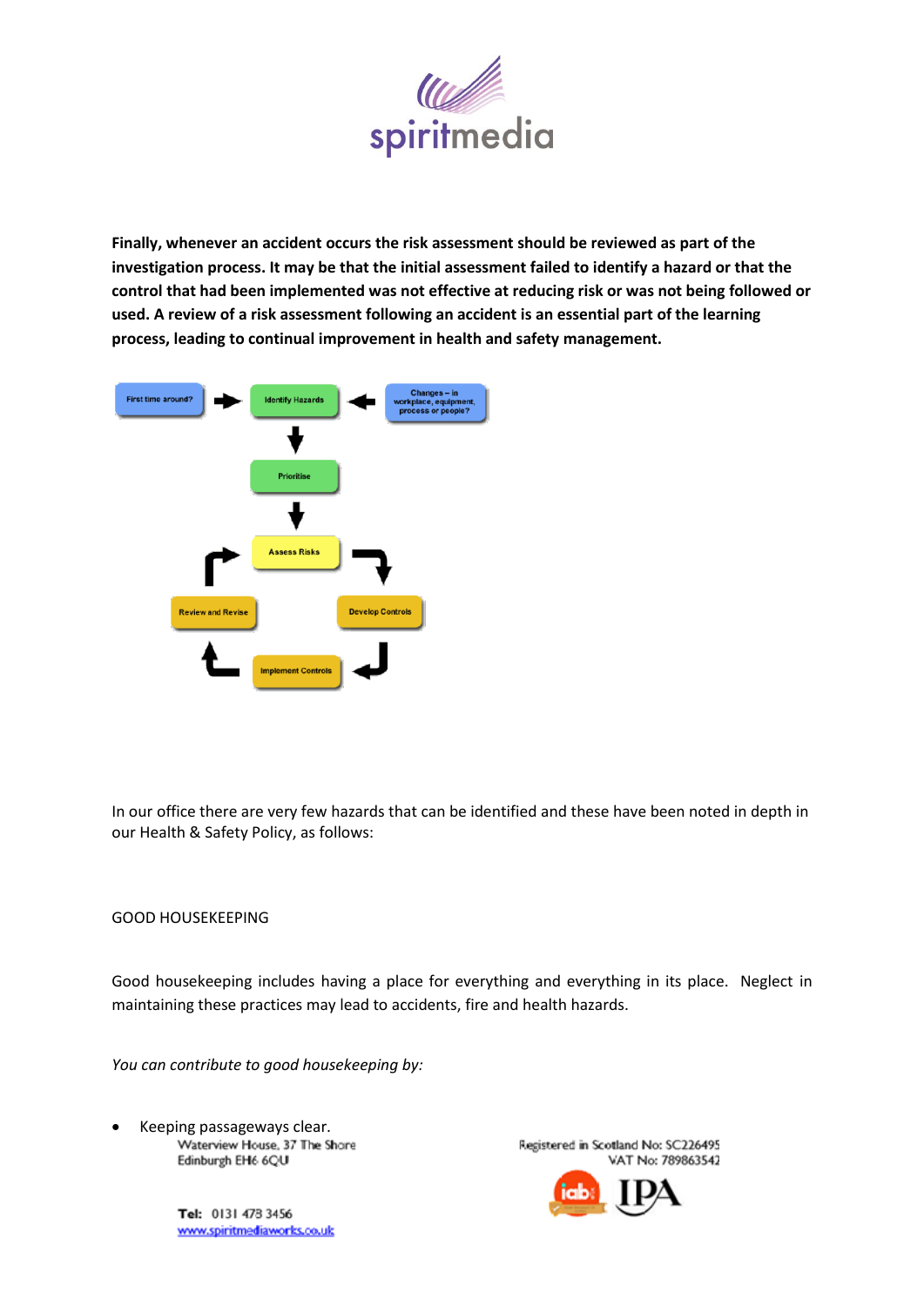**Finally, whenever an accident occurs the risk assessment should be reviewed as part of the investigation process. It may be that the initial assessment failed to identify a hazard or that the control that had been implemented was not effective at reducing risk or was not being followed or used. A review of a risk assessment following an accident is an essential part of the learning process, leading to continual improvement in health and safety management.**

First time around? → Identify Hazards ← Changes – in workplace, equipment, process or people?

Identify Hazards → Prioritise → Assess Risks → Develop Controls → Implement Controls → Review and Revise → Assess Risks

In our office there are very few hazards that can be identified and these have been noted in depth in our Health & Safety Policy, as follows:

GOOD HOUSEKEEPING

Good housekeeping includes having a place for everything and everything in its place. Neglect in maintaining these practices may lead to accidents, fire and health hazards.

*You can contribute to good housekeeping by:*

- Keeping passageways clear.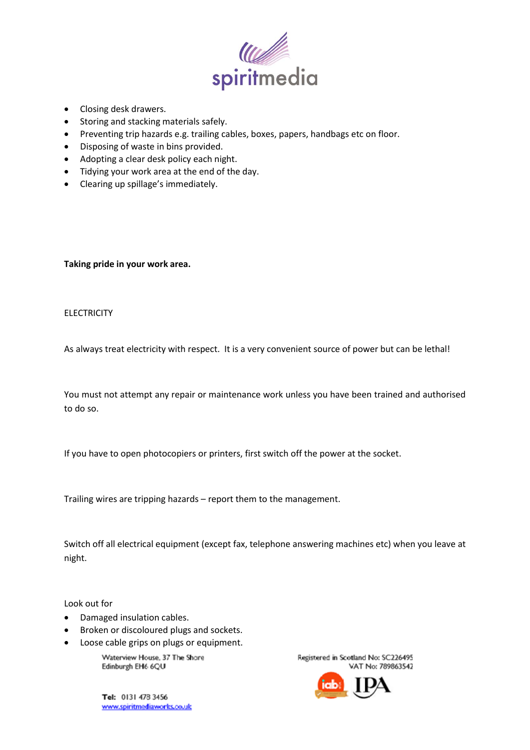- Closing desk drawers.
- Storing and stacking materials safely.
- Preventing trip hazards e.g. trailing cables, boxes, papers, handbags etc on floor.
- Disposing of waste in bins provided.
- Adopting a clear desk policy each night.
- Tidying your work area at the end of the day.
- Clearing up spillage's immediately.

**Taking pride in your work area.**

ELECTRICITY

As always treat electricity with respect. It is a very convenient source of power but can be lethal!

You must not attempt any repair or maintenance work unless you have been trained and authorised to do so.

If you have to open photocopiers or printers, first switch off the power at the socket.

Trailing wires are tripping hazards – report them to the management.

Switch off all electrical equipment (except fax, telephone answering machines etc) when you leave at night.

Look out for

- Damaged insulation cables.
- Broken or discoloured plugs and sockets.
- Loose cable grips on plugs or equipment.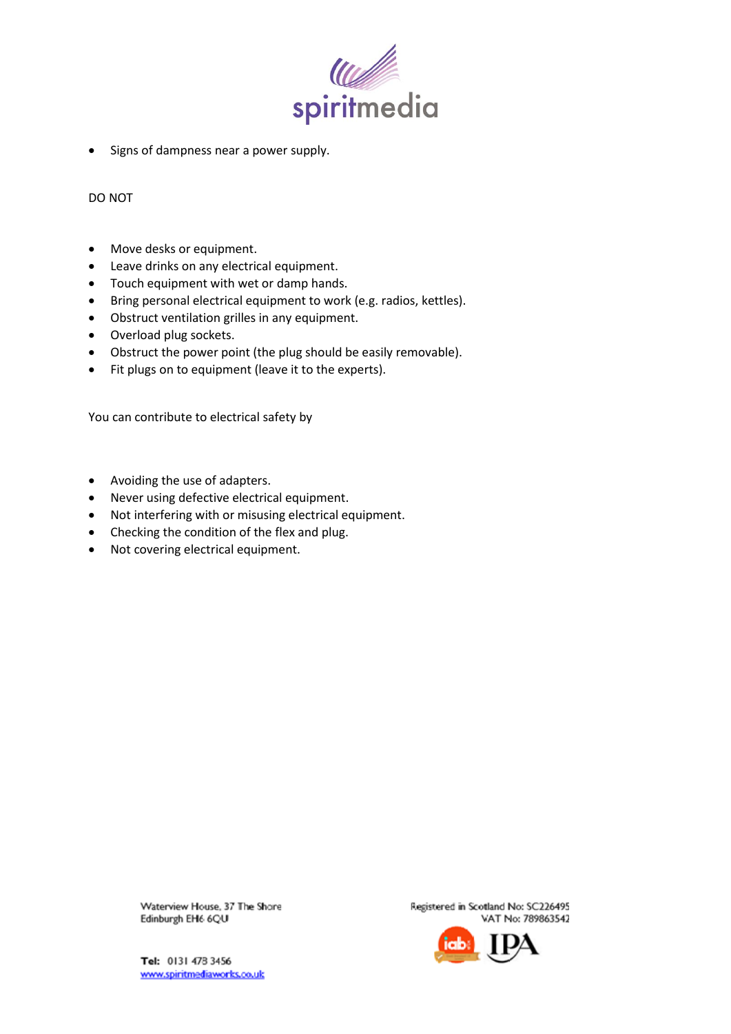- Signs of dampness near a power supply.

DO NOT

- Move desks or equipment.
- Leave drinks on any electrical equipment.
- Touch equipment with wet or damp hands.
- Bring personal electrical equipment to work (e.g. radios, kettles).
- Obstruct ventilation grilles in any equipment.
- Overload plug sockets.
- Obstruct the power point (the plug should be easily removable).
- Fit plugs on to equipment (leave it to the experts).

You can contribute to electrical safety by

- Avoiding the use of adapters.
- Never using defective electrical equipment.
- Not interfering with or misusing electrical equipment.
- Checking the condition of the flex and plug.
- Not covering electrical equipment.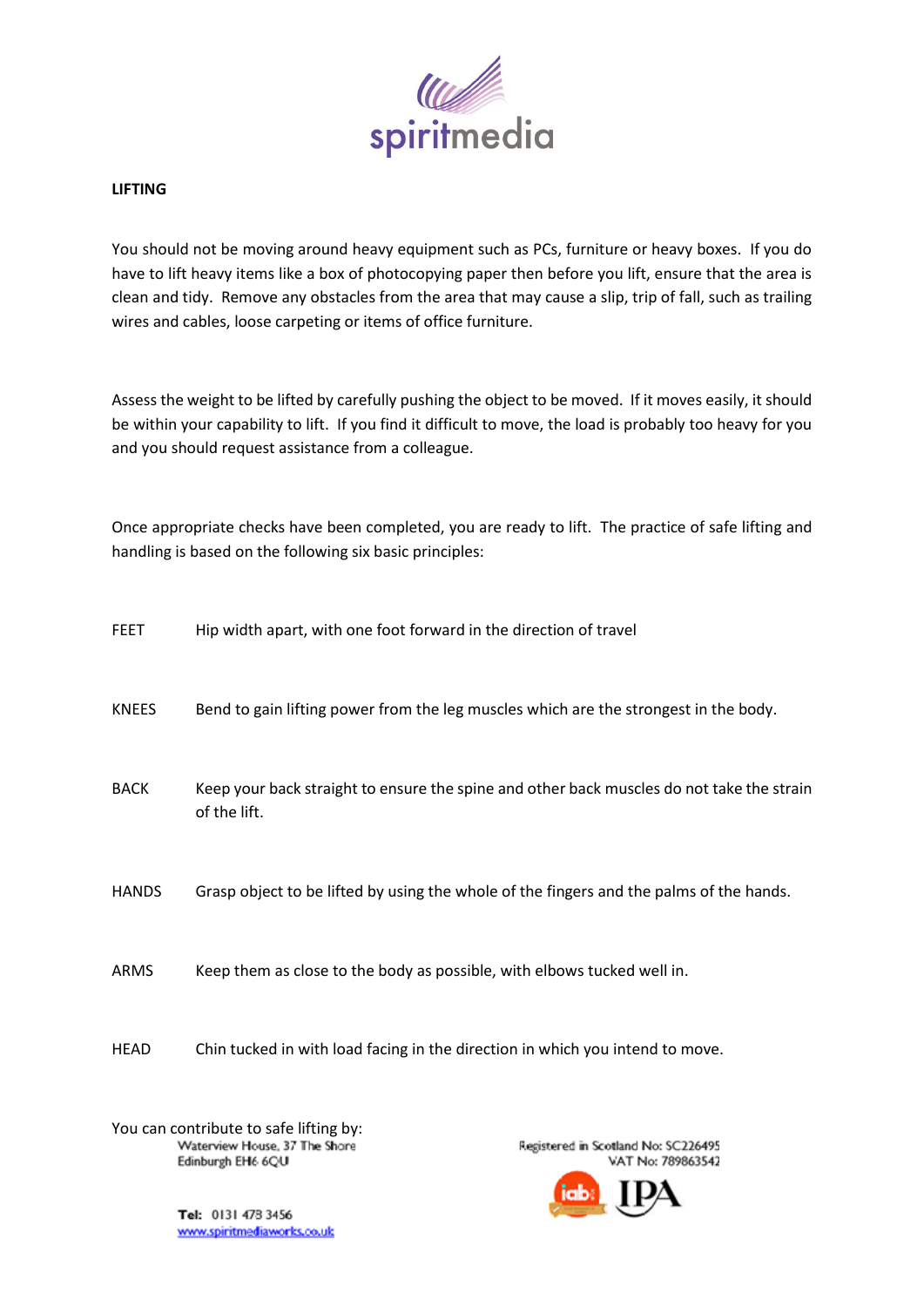**LIFTING**

You should not be moving around heavy equipment such as PCs, furniture or heavy boxes. If you do have to lift heavy items like a box of photocopying paper then before you lift, ensure that the area is clean and tidy. Remove any obstacles from the area that may cause a slip, trip of fall, such as trailing wires and cables, loose carpeting or items of office furniture.

Assess the weight to be lifted by carefully pushing the object to be moved. If it moves easily, it should be within your capability to lift. If you find it difficult to move, the load is probably too heavy for you and you should request assistance from a colleague.

Once appropriate checks have been completed, you are ready to lift. The practice of safe lifting and handling is based on the following six basic principles:

| | |
|---|---|
| FEET | Hip width apart, with one foot forward in the direction of travel |
| KNEES | Bend to gain lifting power from the leg muscles which are the strongest in the body. |
| BACK | Keep your back straight to ensure the spine and other back muscles do not take the strain of the lift. |
| HANDS | Grasp object to be lifted by using the whole of the fingers and the palms of the hands. |
| ARMS | Keep them as close to the body as possible, with elbows tucked well in. |
| HEAD | Chin tucked in with load facing in the direction in which you intend to move. |

You can contribute to safe lifting by: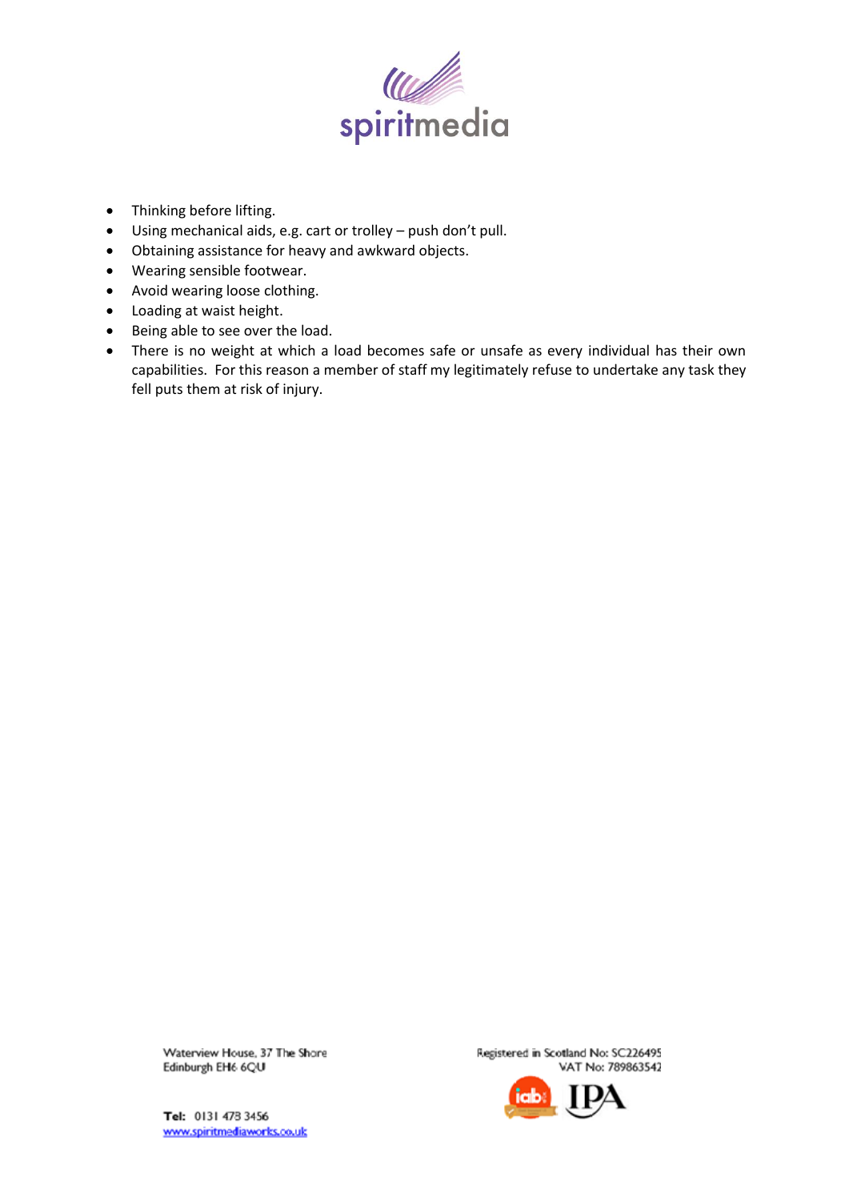- Thinking before lifting.
- Using mechanical aids, e.g. cart or trolley – push don't pull.
- Obtaining assistance for heavy and awkward objects.
- Wearing sensible footwear.
- Avoid wearing loose clothing.
- Loading at waist height.
- Being able to see over the load.
- There is no weight at which a load becomes safe or unsafe as every individual has their own capabilities. For this reason a member of staff my legitimately refuse to undertake any task they fell puts them at risk of injury.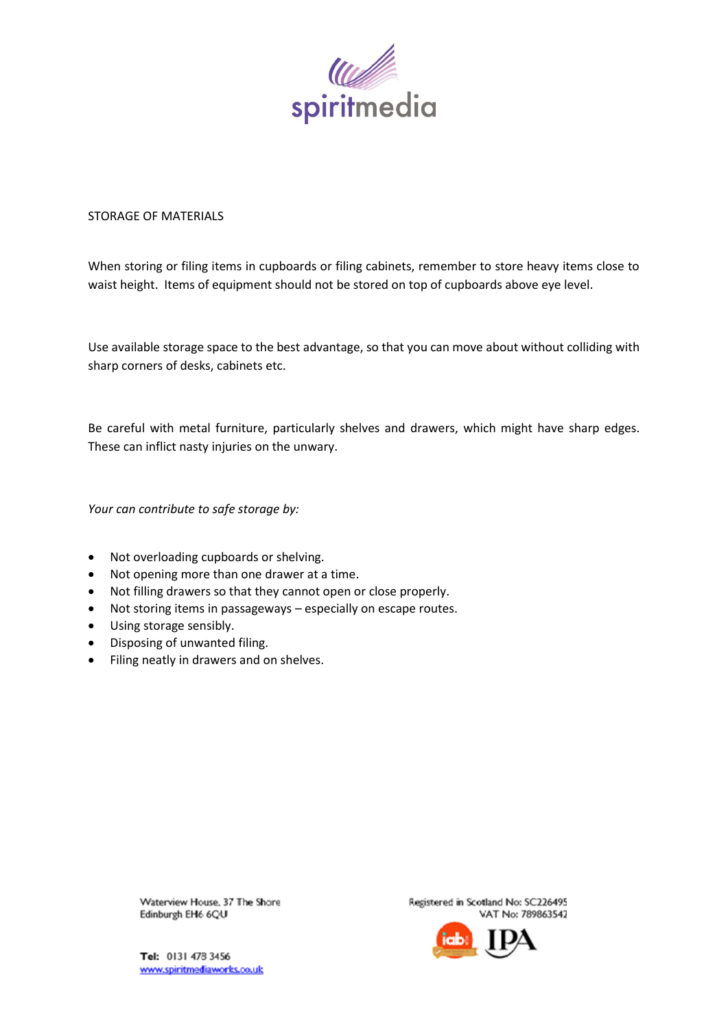spiritmedia

STORAGE OF MATERIALS

When storing or filing items in cupboards or filing cabinets, remember to store heavy items close to waist height. Items of equipment should not be stored on top of cupboards above eye level.

Use available storage space to the best advantage, so that you can move about without colliding with sharp corners of desks, cabinets etc.

Be careful with metal furniture, particularly shelves and drawers, which might have sharp edges. These can inflict nasty injuries on the unwary.

*Your can contribute to safe storage by:*

- Not overloading cupboards or shelving.
- Not opening more than one drawer at a time.
- Not filling drawers so that they cannot open or close properly.
- Not storing items in passageways – especially on escape routes.
- Using storage sensibly.
- Disposing of unwanted filing.
- Filing neatly in drawers and on shelves.

Waterview House, 37 The Shore
Edinburgh EH6 6QU

Tel: 0131 473 3456
www.spiritmediaworks.co.uk

Registered in Scotland No: SC226495
VAT No: 789863542